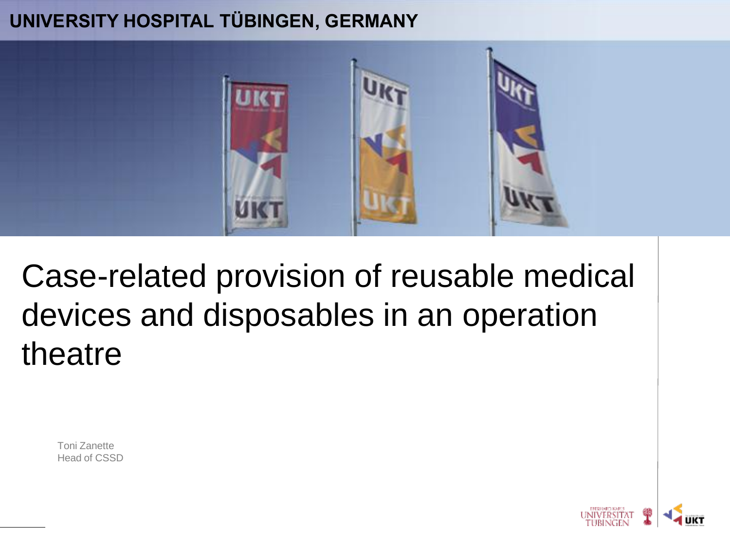UNIVERSITY HOSPITAL TÜBINGEN, GERMANY

# Case-related provision of reusable medical devices and disposables in an operation theatre

Toni Zanette
Head of CSSD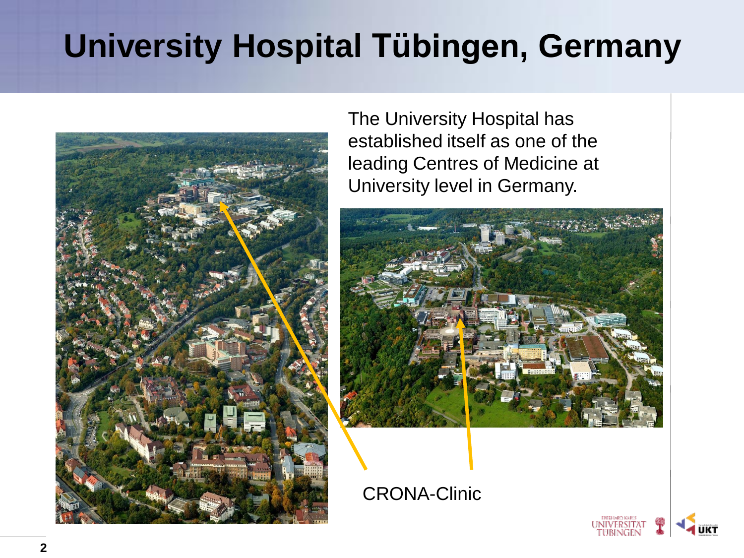# University Hospital Tübingen, Germany

The University Hospital has established itself as one of the leading Centres of Medicine at University level in Germany.

CRONA-Clinic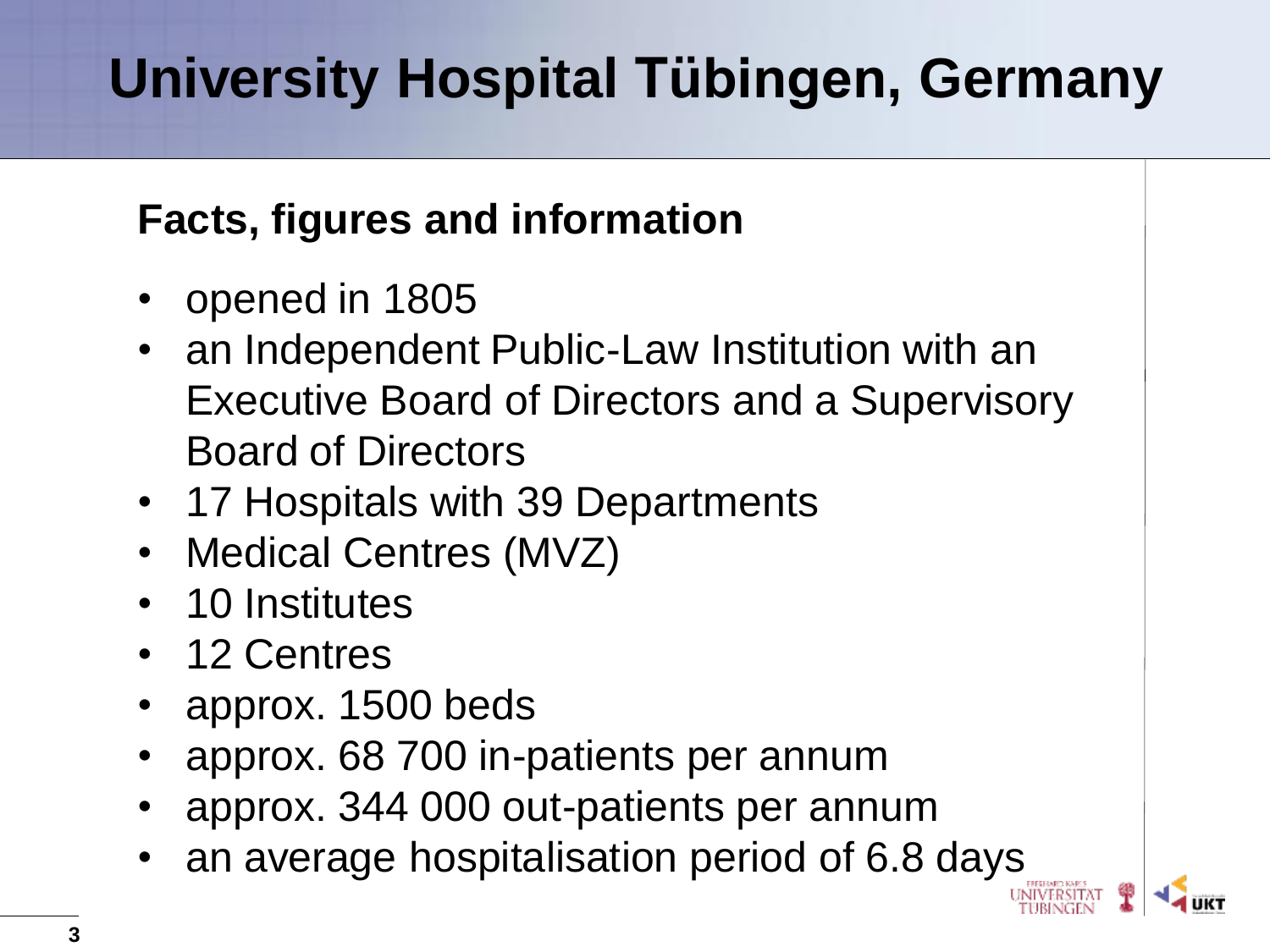# University Hospital Tübingen, Germany

## Facts, figures and information

- opened in 1805
- an Independent Public-Law Institution with an Executive Board of Directors and a Supervisory Board of Directors
- 17 Hospitals with 39 Departments
- Medical Centres (MVZ)
- 10 Institutes
- 12 Centres
- approx. 1500 beds
- approx. 68 700 in-patients per annum
- approx. 344 000 out-patients per annum
- an average hospitalisation period of 6.8 days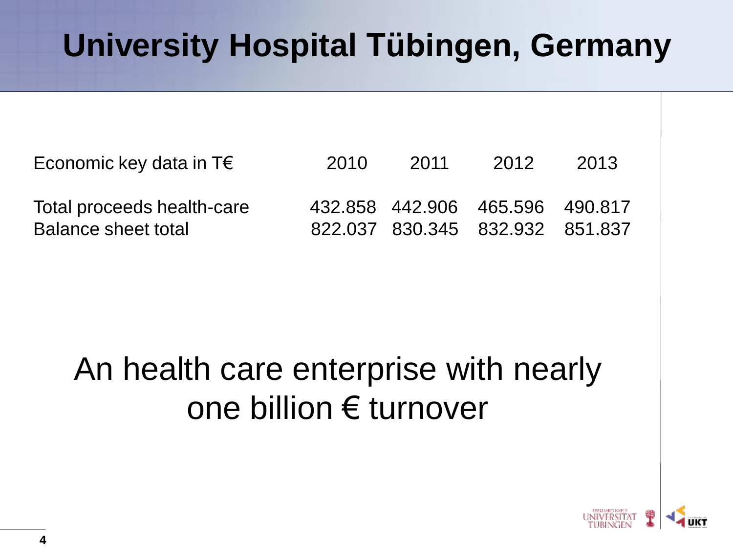# University Hospital Tübingen, Germany

| Economic key data in T€ | 2010 | 2011 | 2012 | 2013 |
|---|---|---|---|---|
| Total proceeds health-care | 432.858 | 442.906 | 465.596 | 490.817 |
| Balance sheet total | 822.037 | 830.345 | 832.932 | 851.837 |

An health care enterprise with nearly one billion € turnover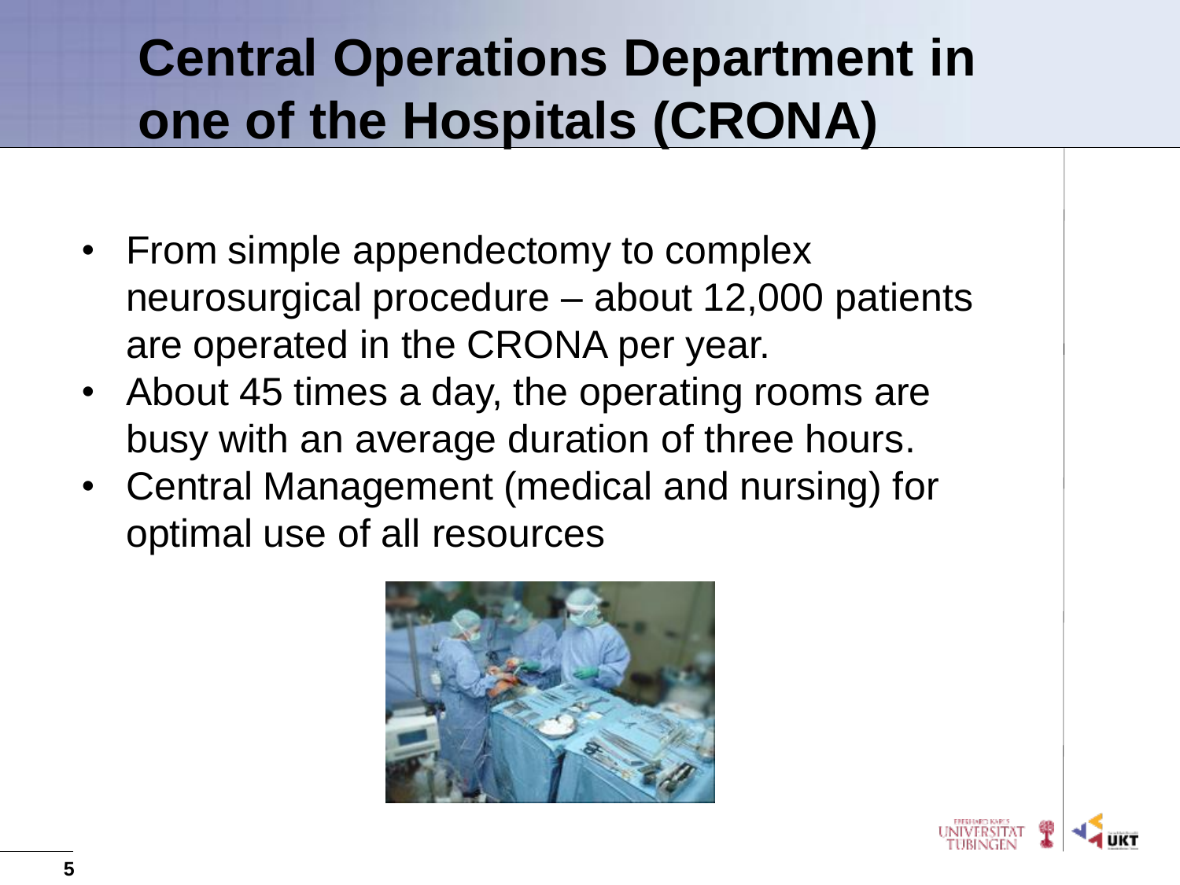# Central Operations Department in one of the Hospitals (CRONA)

- From simple appendectomy to complex neurosurgical procedure – about 12,000 patients are operated in the CRONA per year.
- About 45 times a day, the operating rooms are busy with an average duration of three hours.
- Central Management (medical and nursing) for optimal use of all resources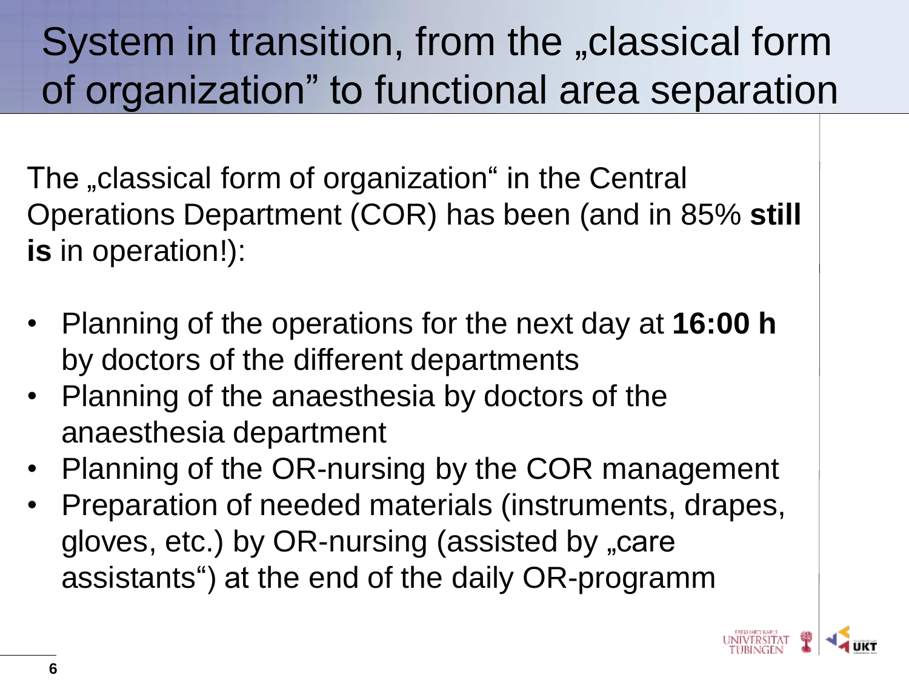# System in transition, from the „classical form of organization" to functional area separation

The „classical form of organization" in the Central Operations Department (COR) has been (and in 85% **still is** in operation!):

- Planning of the operations for the next day at **16:00 h** by doctors of the different departments
- Planning of the anaesthesia by doctors of the anaesthesia department
- Planning of the OR-nursing by the COR management
- Preparation of needed materials (instruments, drapes, gloves, etc.) by OR-nursing (assisted by „care assistants") at the end of the daily OR-programm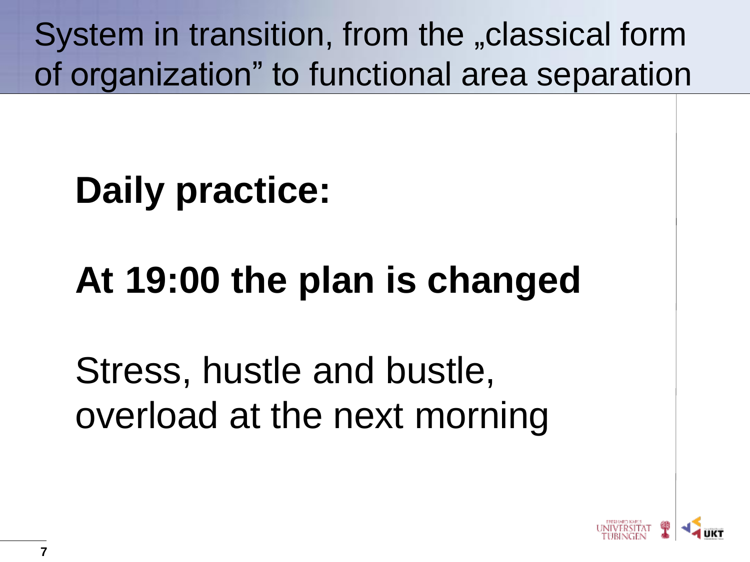# System in transition, from the „classical form of organization" to functional area separation

**Daily practice:**

**At 19:00 the plan is changed**

Stress, hustle and bustle, overload at the next morning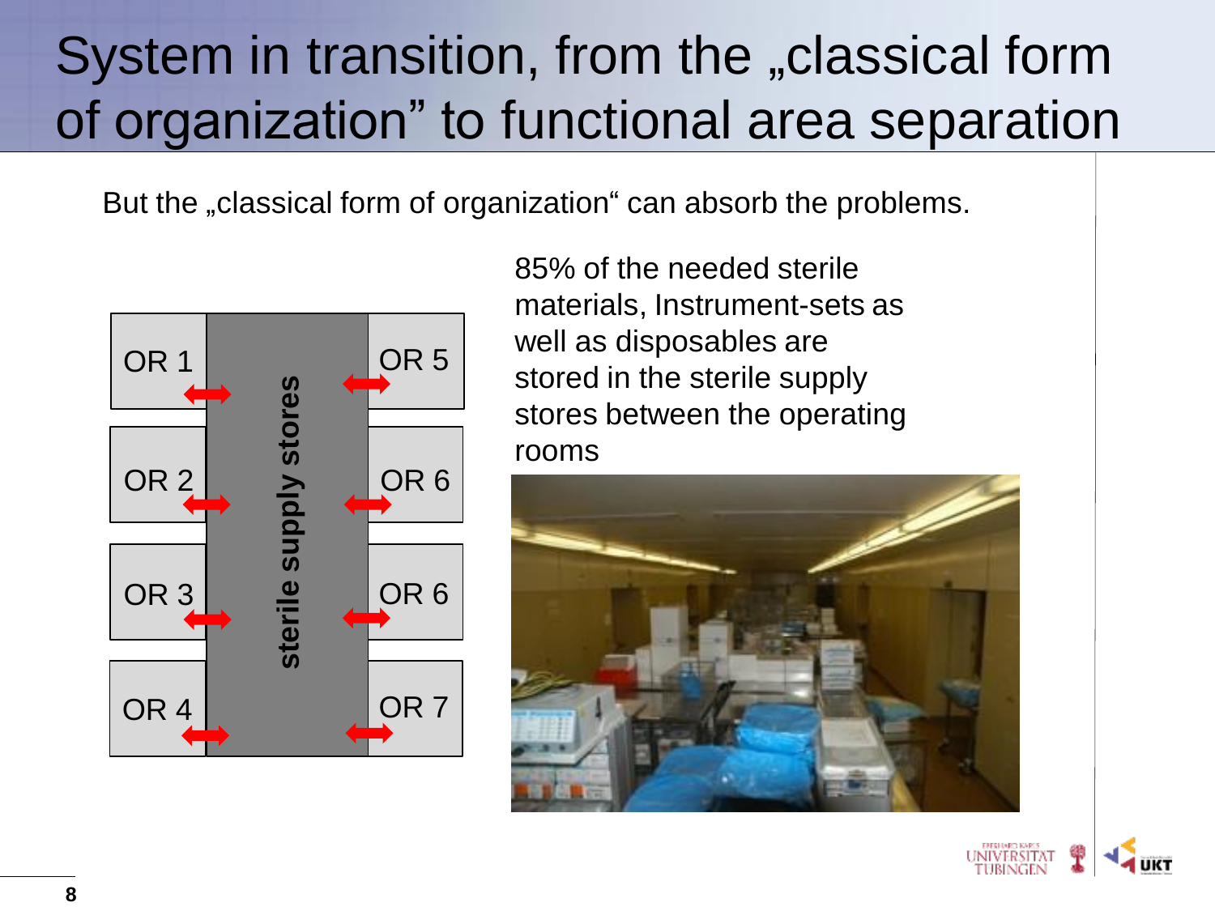# System in transition, from the „classical form of organization" to functional area separation

But the „classical form of organization" can absorb the problems.

OR 1

OR 2

OR 3

OR 4

sterile supply stores

OR 5

OR 6

OR 6

OR 7

85% of the needed sterile materials, Instrument-sets as well as disposables are stored in the sterile supply stores between the operating rooms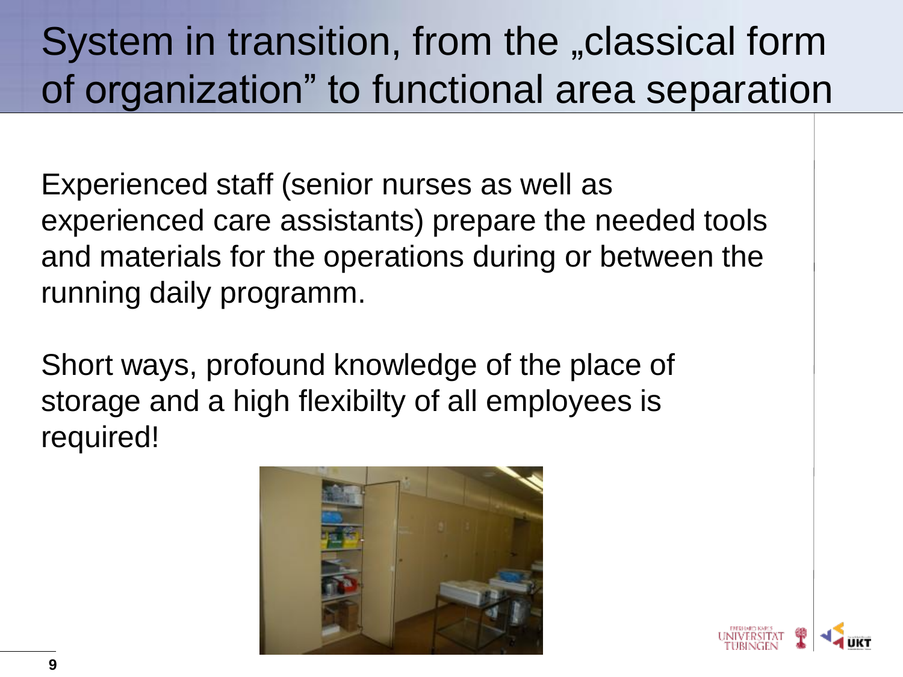# System in transition, from the „classical form of organization" to functional area separation

Experienced staff (senior nurses as well as experienced care assistants) prepare the needed tools and materials for the operations during or between the running daily programm.

Short ways, profound knowledge of the place of storage and a high flexibilty of all employees is required!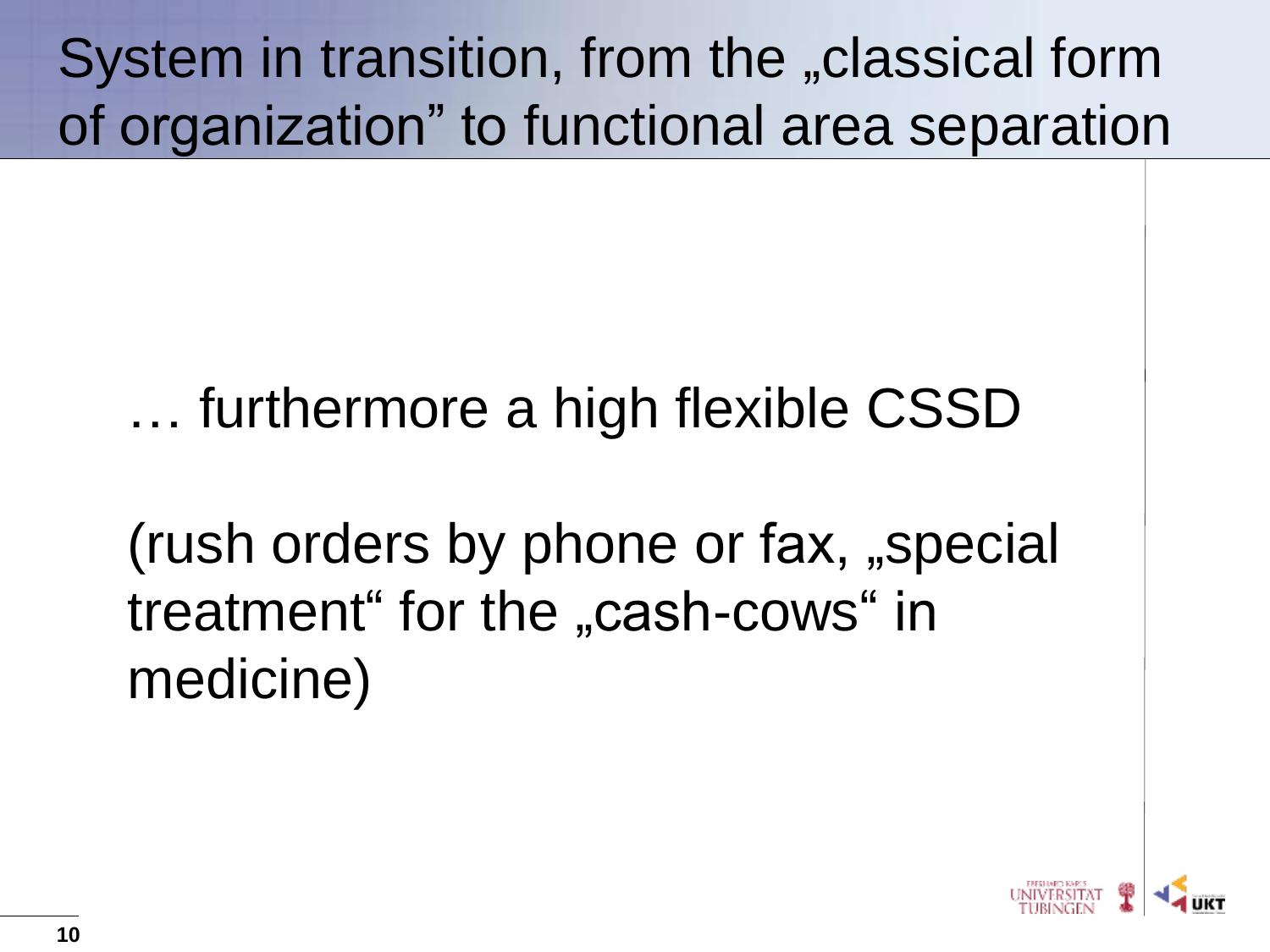# System in transition, from the „classical form of organization" to functional area separation

… furthermore a high flexible CSSD

(rush orders by phone or fax, „special treatment" for the „cash-cows" in medicine)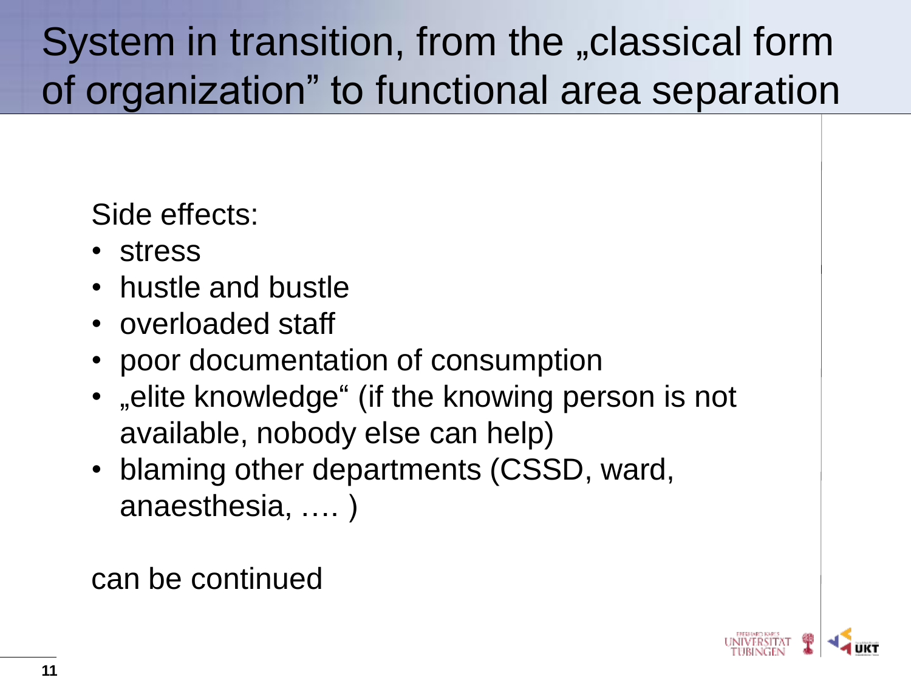# System in transition, from the „classical form of organization” to functional area separation

Side effects:

- stress
- hustle and bustle
- overloaded staff
- poor documentation of consumption
- „elite knowledge“ (if the knowing person is not available, nobody else can help)
- blaming other departments (CSSD, ward, anaesthesia, …. )

can be continued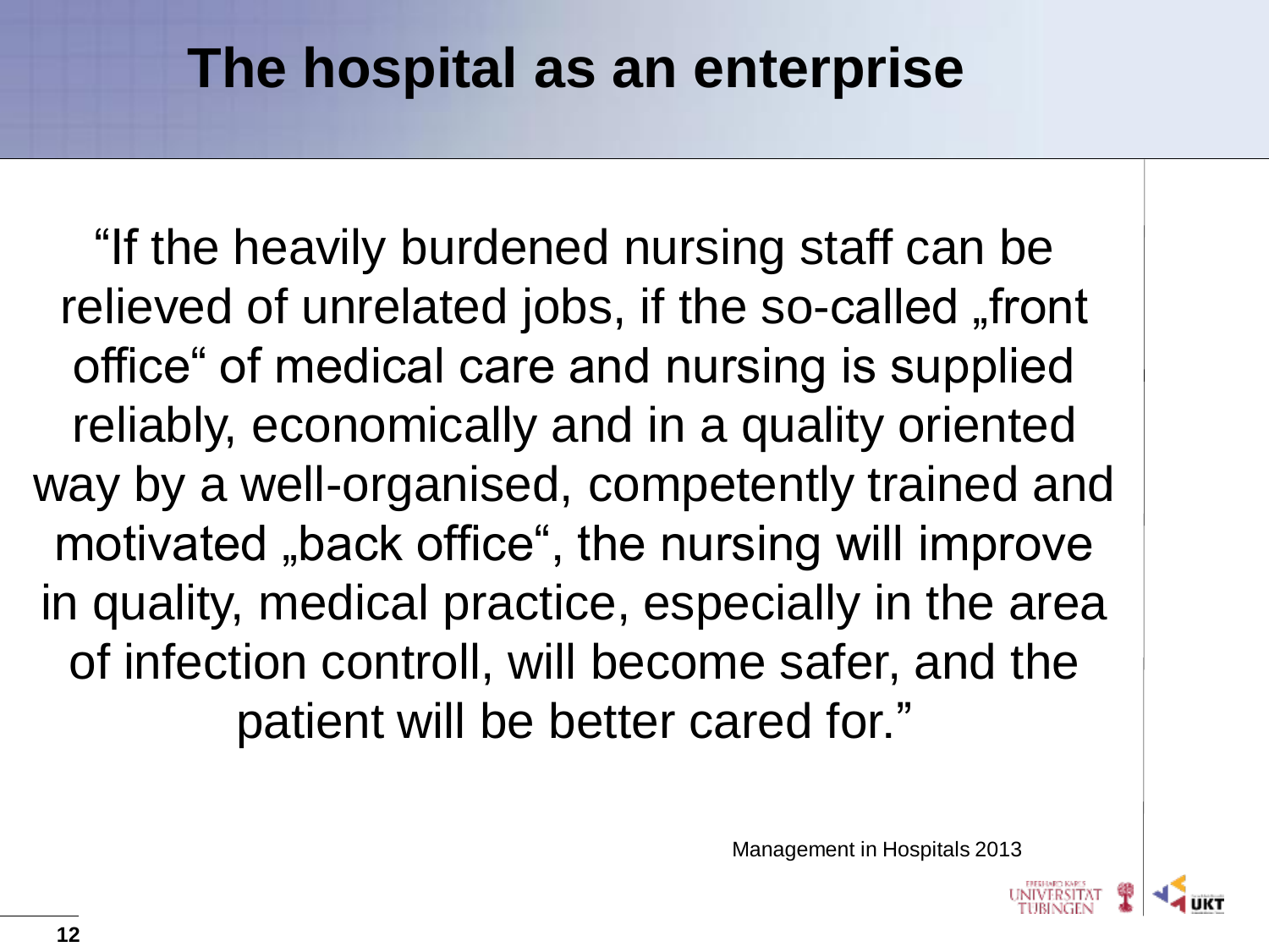# The hospital as an enterprise

“If the heavily burdened nursing staff can be relieved of unrelated jobs, if the so-called „front office“ of medical care and nursing is supplied reliably, economically and in a quality oriented way by a well-organised, competently trained and motivated „back office“, the nursing will improve in quality, medical practice, especially in the area of infection controll, will become safer, and the patient will be better cared for.”

Management in Hospitals 2013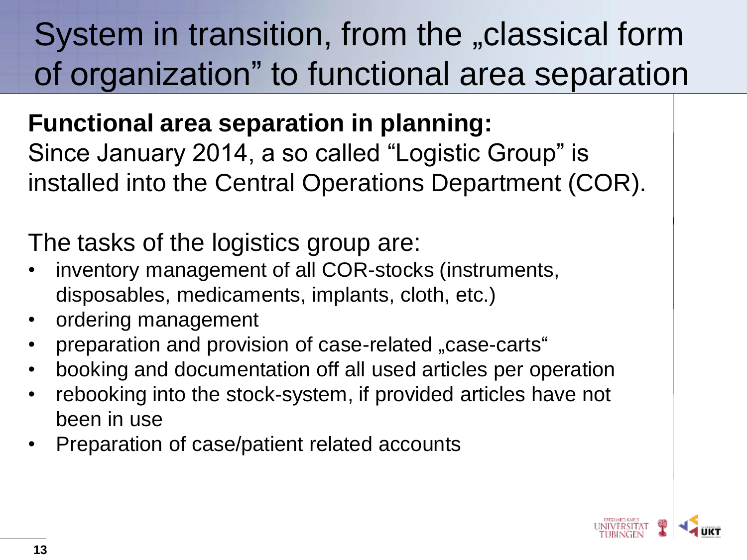# System in transition, from the „classical form of organization" to functional area separation

**Functional area separation in planning:**
Since January 2014, a so called "Logistic Group" is installed into the Central Operations Department (COR).

The tasks of the logistics group are:

- inventory management of all COR-stocks (instruments, disposables, medicaments, implants, cloth, etc.)
- ordering management
- preparation and provision of case-related „case-carts"
- booking and documentation off all used articles per operation
- rebooking into the stock-system, if provided articles have not been in use
- Preparation of case/patient related accounts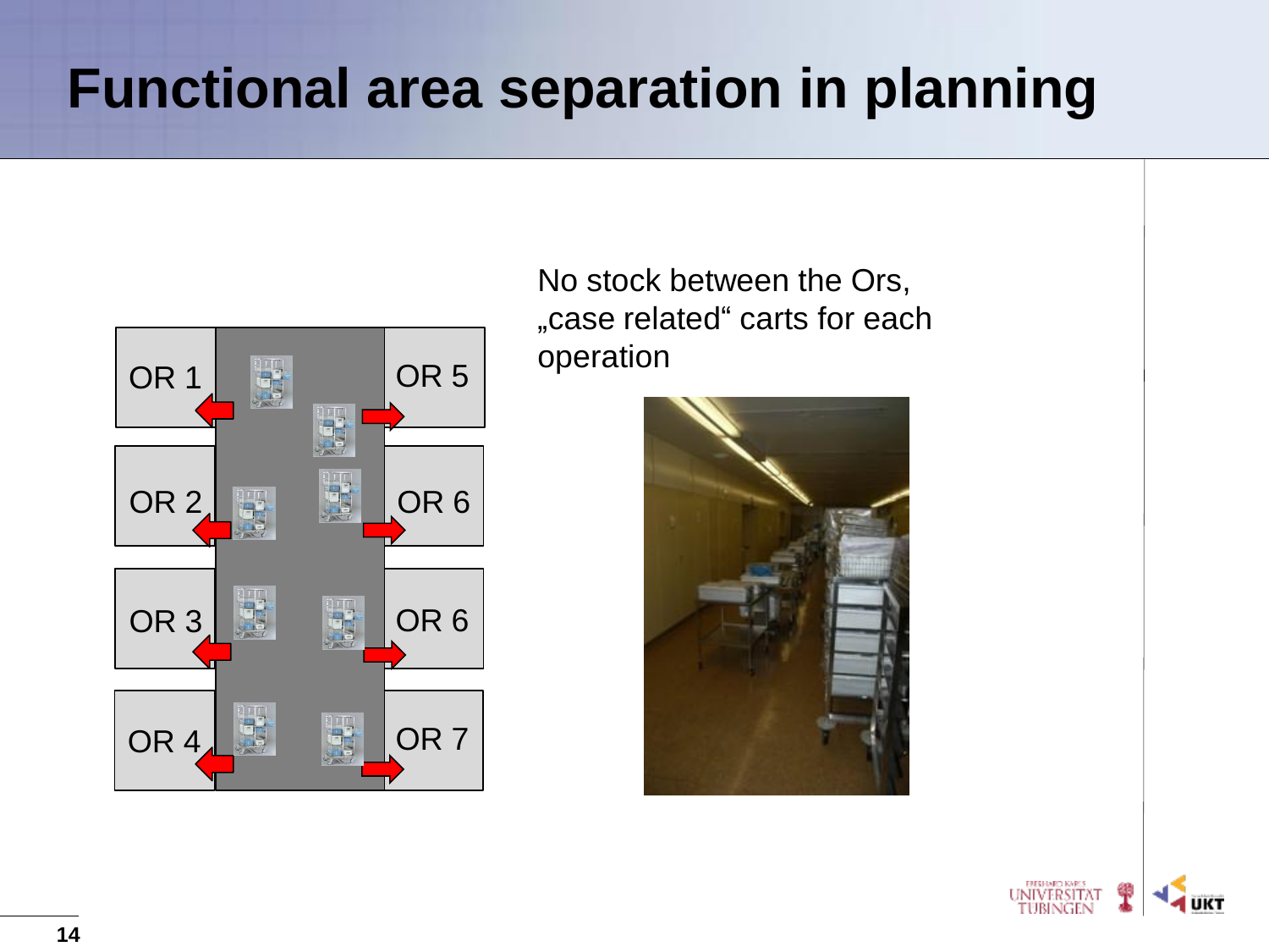# Functional area separation in planning

OR 1
OR 2
OR 3
OR 4
OR 5
OR 6
OR 6
OR 7

No stock between the Ors, „case related“ carts for each operation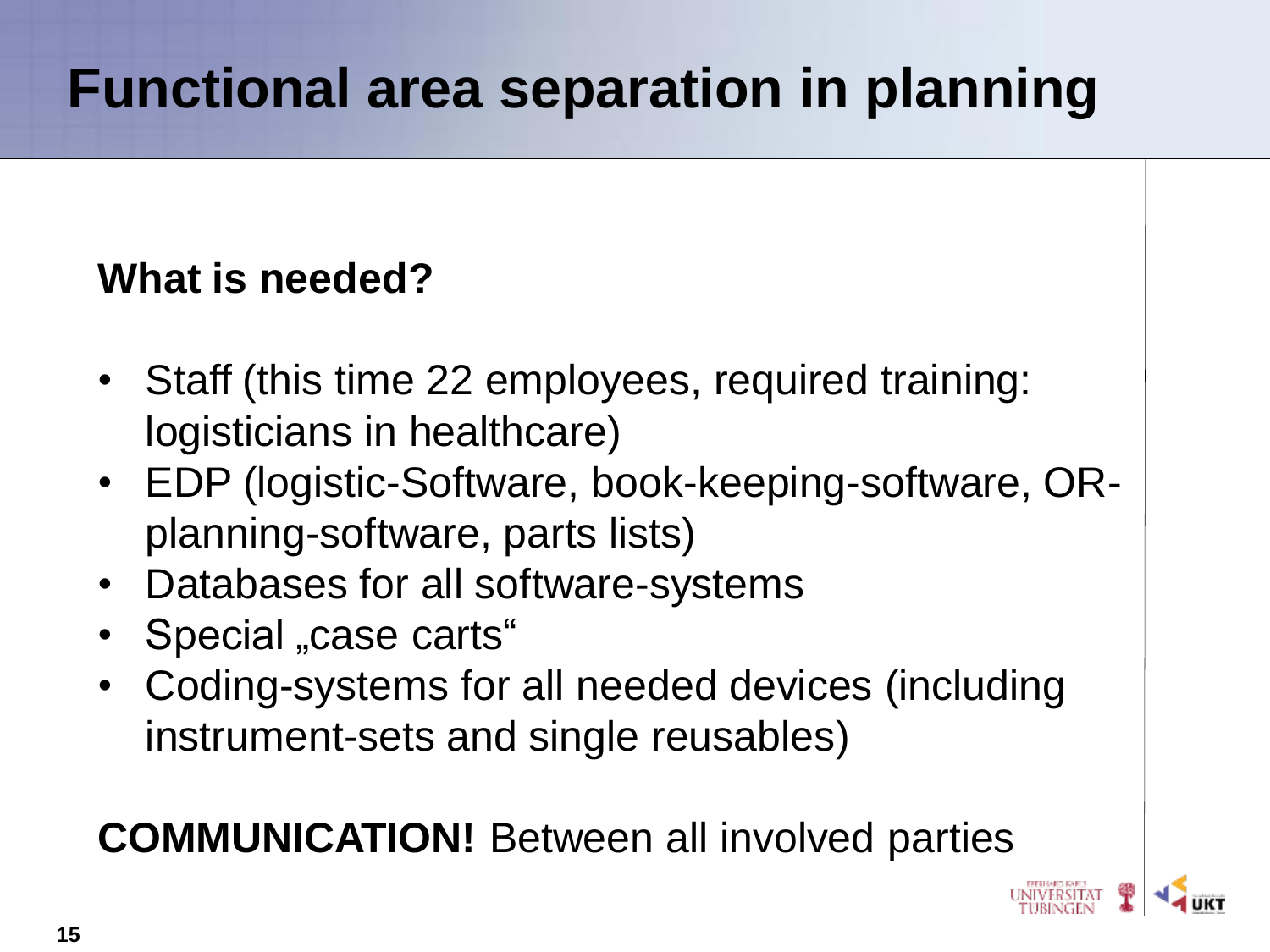# Functional area separation in planning

**What is needed?**

- Staff (this time 22 employees, required training: logisticians in healthcare)
- EDP (logistic-Software, book-keeping-software, OR-planning-software, parts lists)
- Databases for all software-systems
- Special „case carts“
- Coding-systems for all needed devices (including instrument-sets and single reusables)

**COMMUNICATION!** Between all involved parties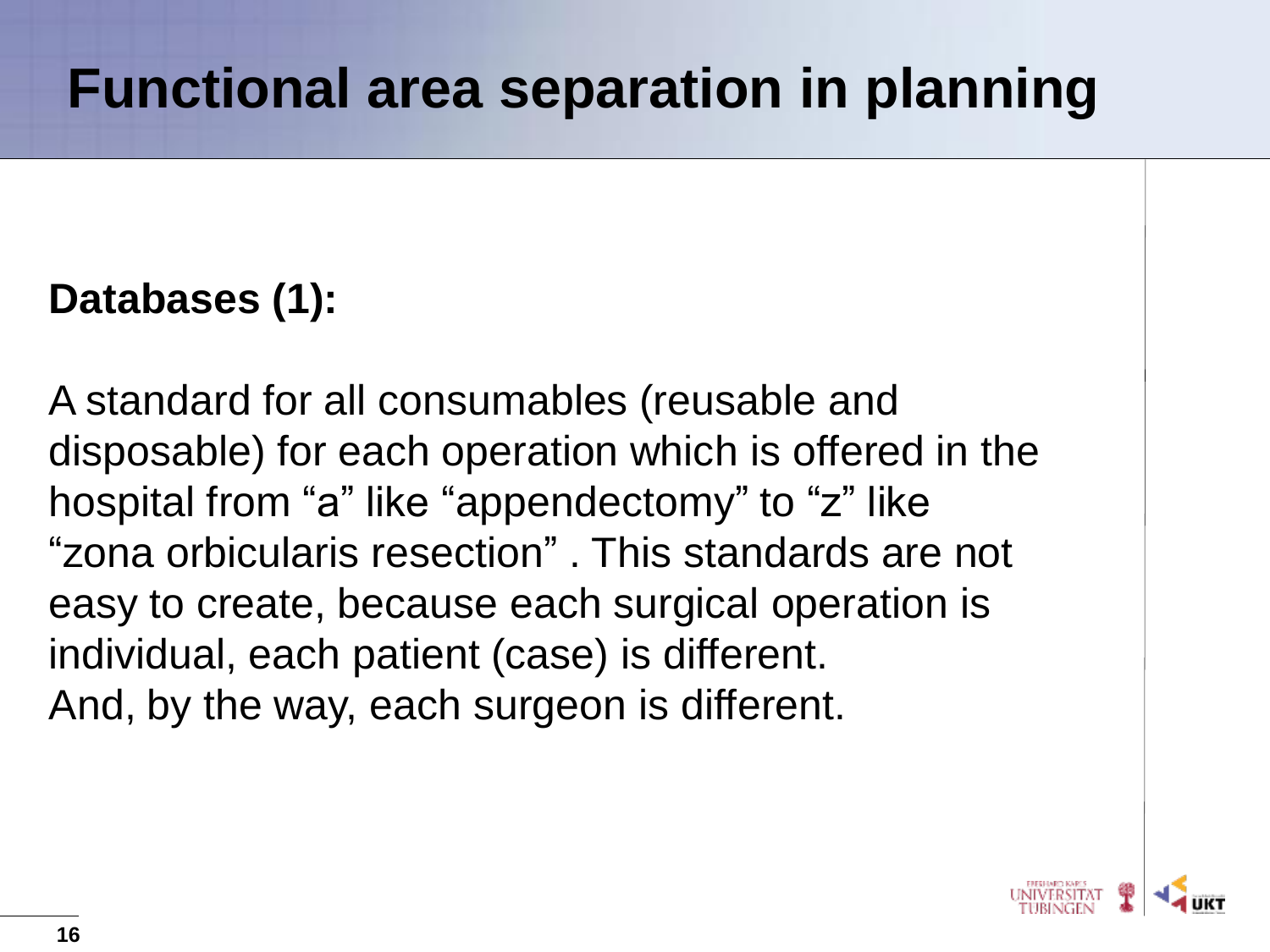# Functional area separation in planning

**Databases (1):**

A standard for all consumables (reusable and disposable) for each operation which is offered in the hospital from “a” like “appendectomy” to “z” like “zona orbicularis resection” . This standards are not easy to create, because each surgical operation is individual, each patient (case) is different.
And, by the way, each surgeon is different.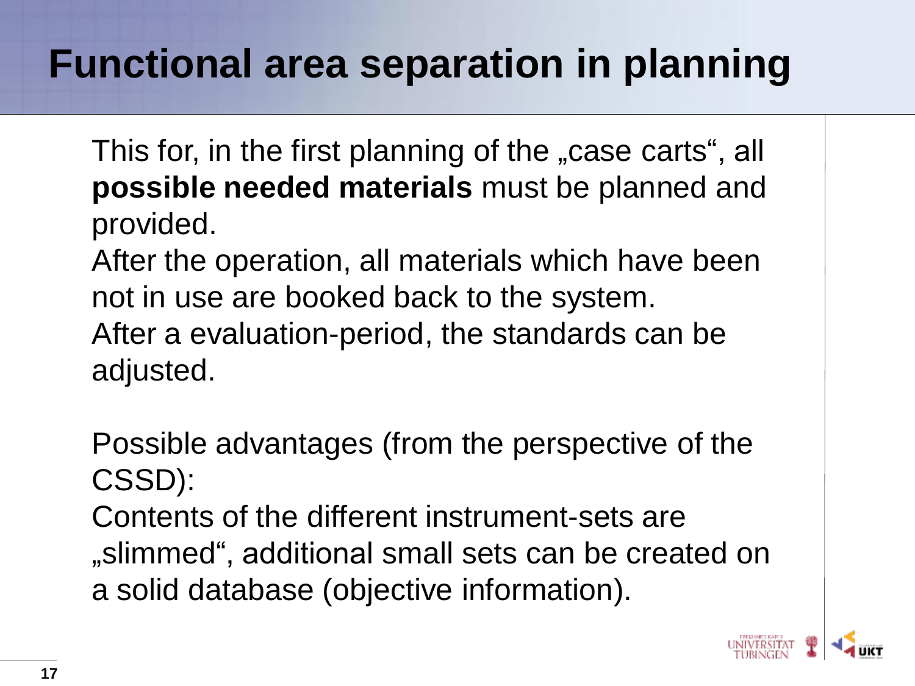# Functional area separation in planning

This for, in the first planning of the „case carts", all **possible needed materials** must be planned and provided.
After the operation, all materials which have been not in use are booked back to the system.
After a evaluation-period, the standards can be adjusted.

Possible advantages (from the perspective of the CSSD):
Contents of the different instrument-sets are „slimmed", additional small sets can be created on a solid database (objective information).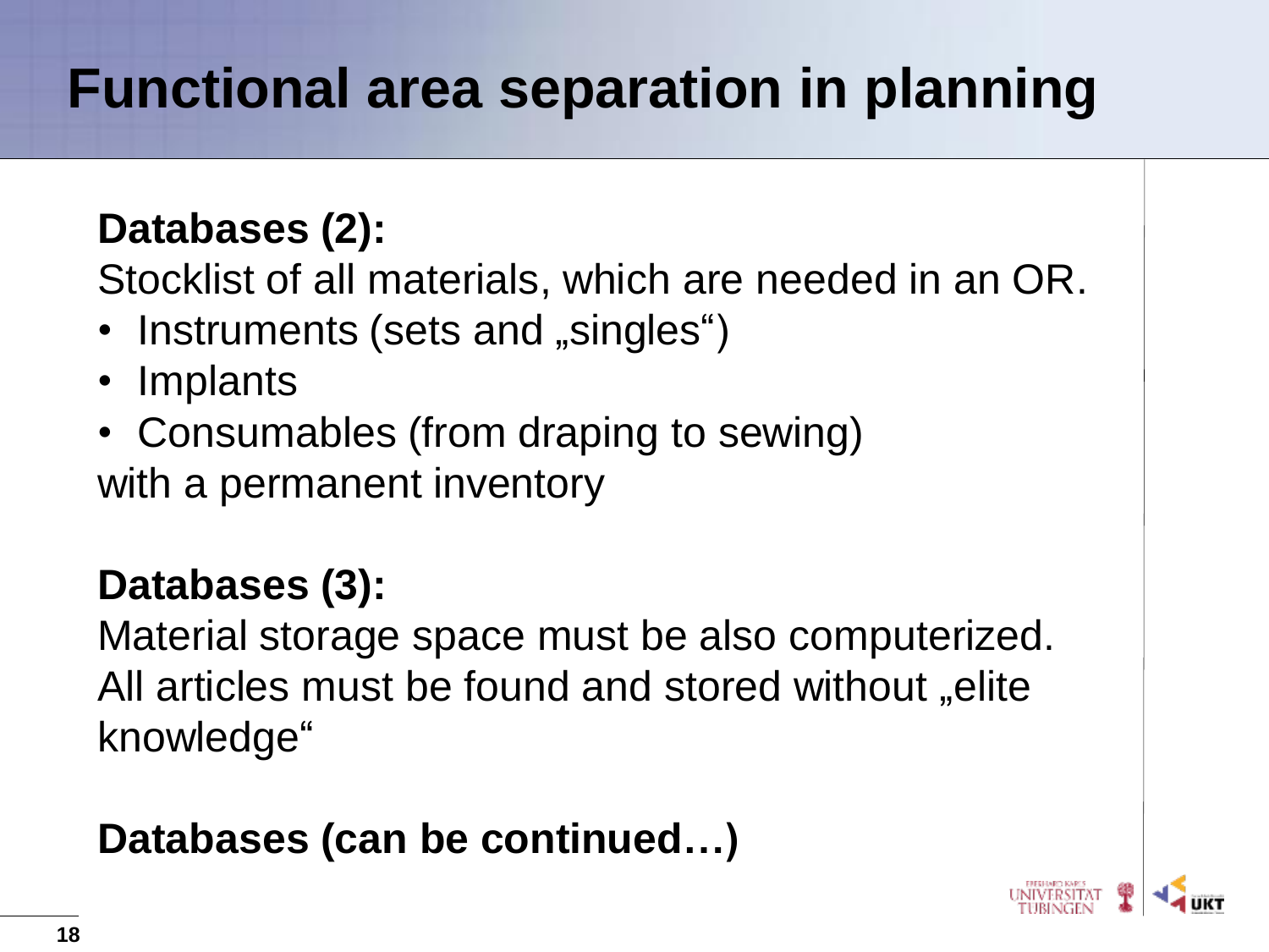# Functional area separation in planning

**Databases (2):**

Stocklist of all materials, which are needed in an OR.

- Instruments (sets and „singles")
- Implants
- Consumables (from draping to sewing)

with a permanent inventory

**Databases (3):**

Material storage space must be also computerized. All articles must be found and stored without „elite knowledge"

**Databases (can be continued…)**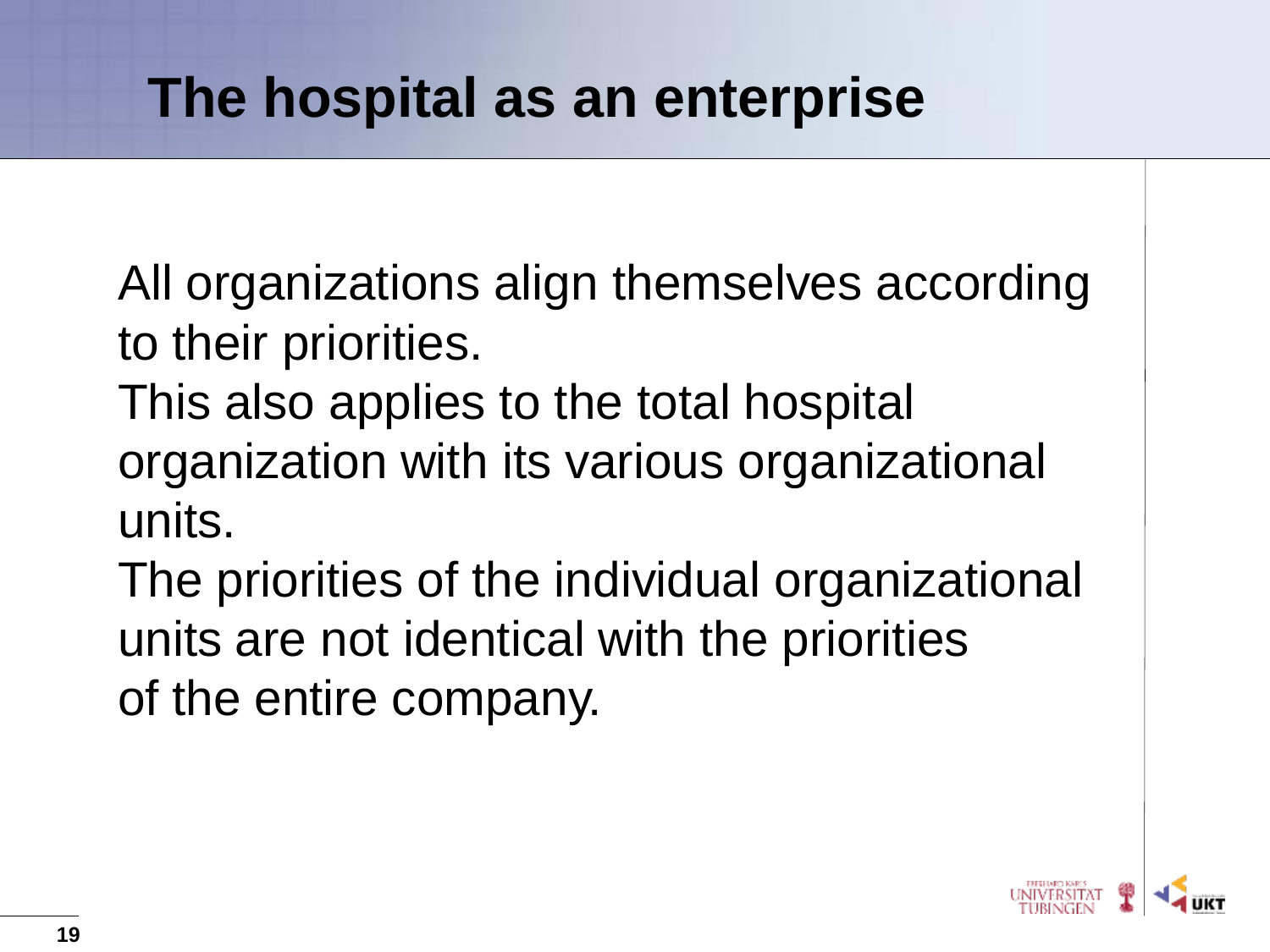# The hospital as an enterprise

All organizations align themselves according to their priorities.
This also applies to the total hospital organization with its various organizational units.
The priorities of the individual organizational units are not identical with the priorities of the entire company.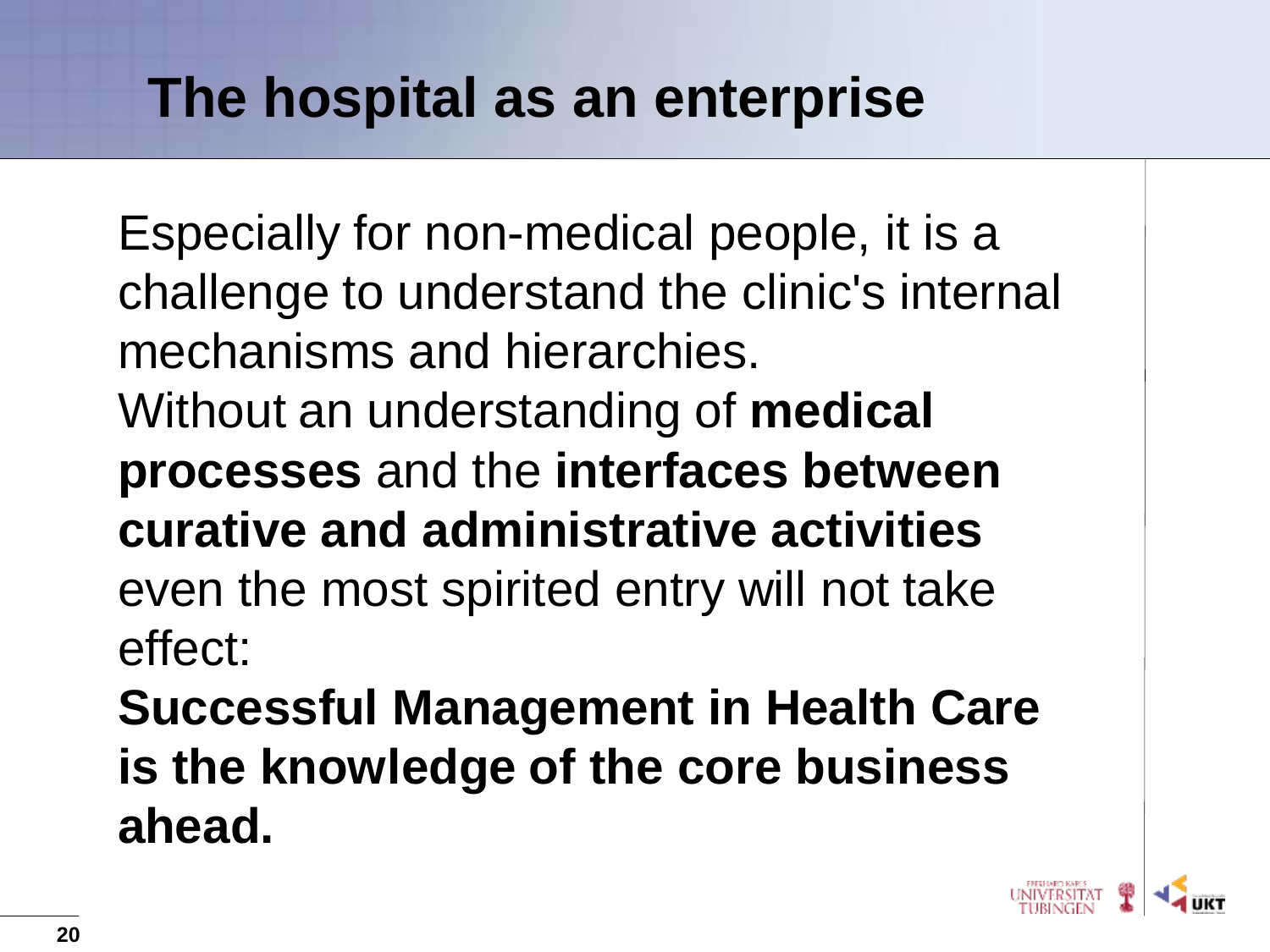# The hospital as an enterprise

Especially for non-medical people, it is a challenge to understand the clinic's internal mechanisms and hierarchies.

Without an understanding of **medical processes** and the **interfaces between curative and administrative activities** even the most spirited entry will not take effect:

**Successful Management in Health Care is the knowledge of the core business ahead.**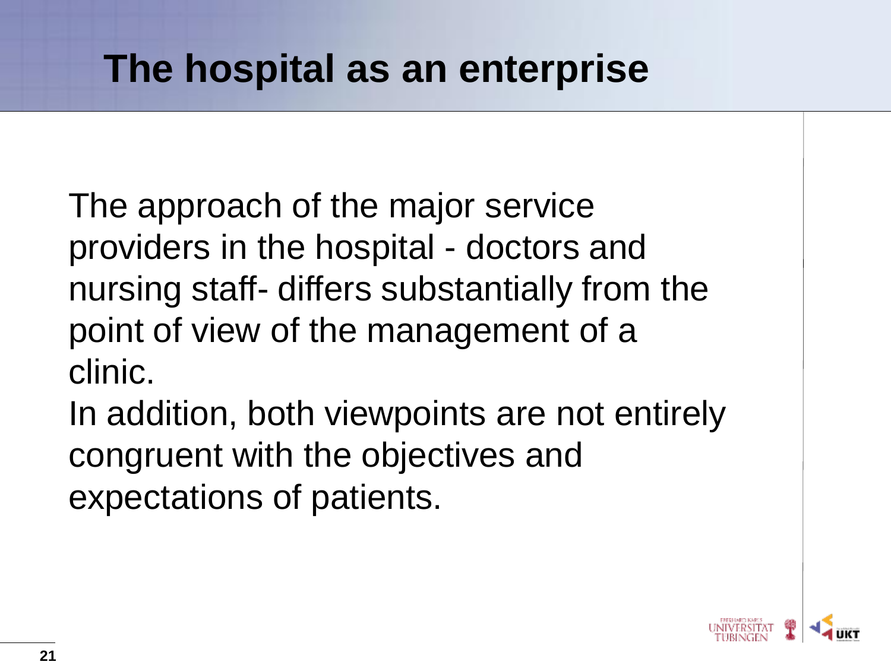# The hospital as an enterprise

The approach of the major service providers in the hospital - doctors and nursing staff- differs substantially from the point of view of the management of a clinic.

In addition, both viewpoints are not entirely congruent with the objectives and expectations of patients.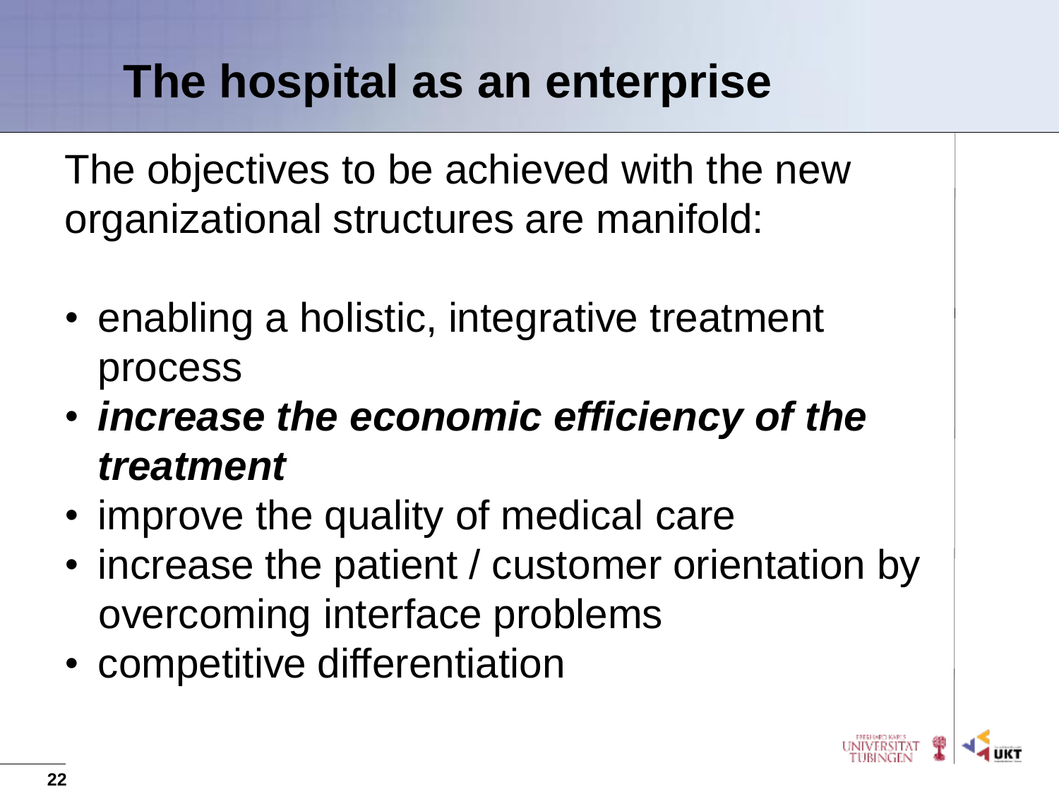# The hospital as an enterprise

The objectives to be achieved with the new organizational structures are manifold:

- enabling a holistic, integrative treatment process
- ***increase the economic efficiency of the treatment***
- improve the quality of medical care
- increase the patient / customer orientation by overcoming interface problems
- competitive differentiation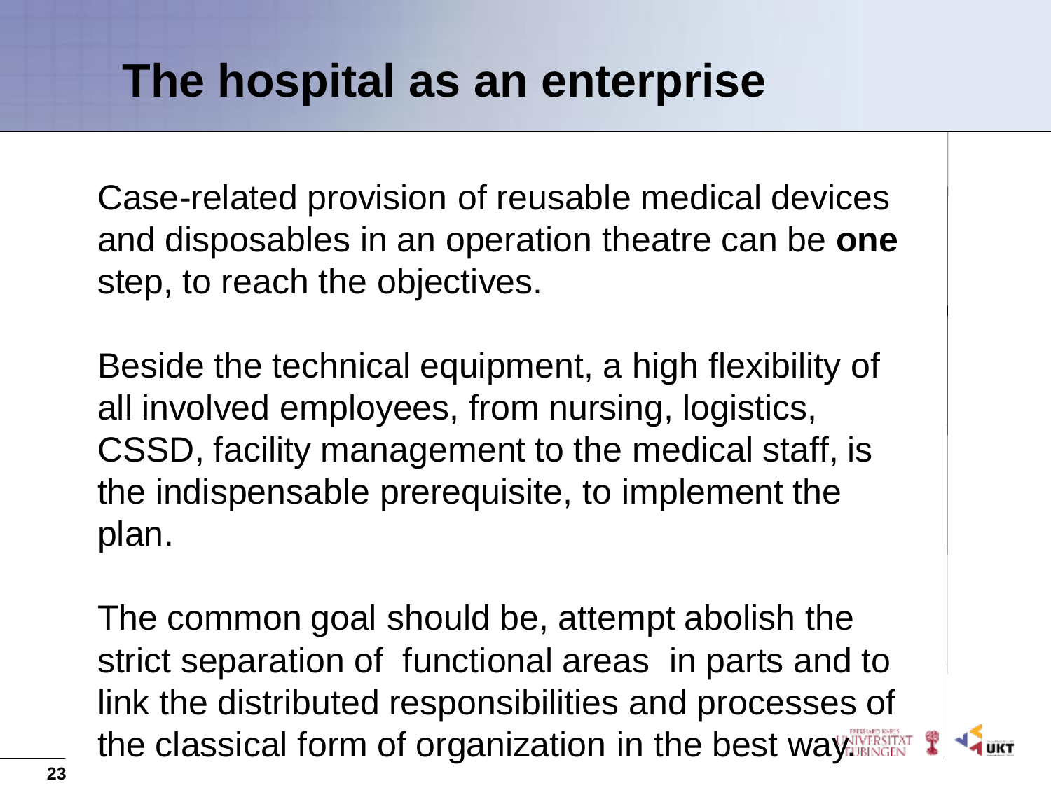# The hospital as an enterprise

Case-related provision of reusable medical devices and disposables in an operation theatre can be **one** step, to reach the objectives.

Beside the technical equipment, a high flexibility of all involved employees, from nursing, logistics, CSSD, facility management to the medical staff, is the indispensable prerequisite, to implement the plan.

The common goal should be, attempt abolish the strict separation of functional areas in parts and to link the distributed responsibilities and processes of the classical form of organization in the best way.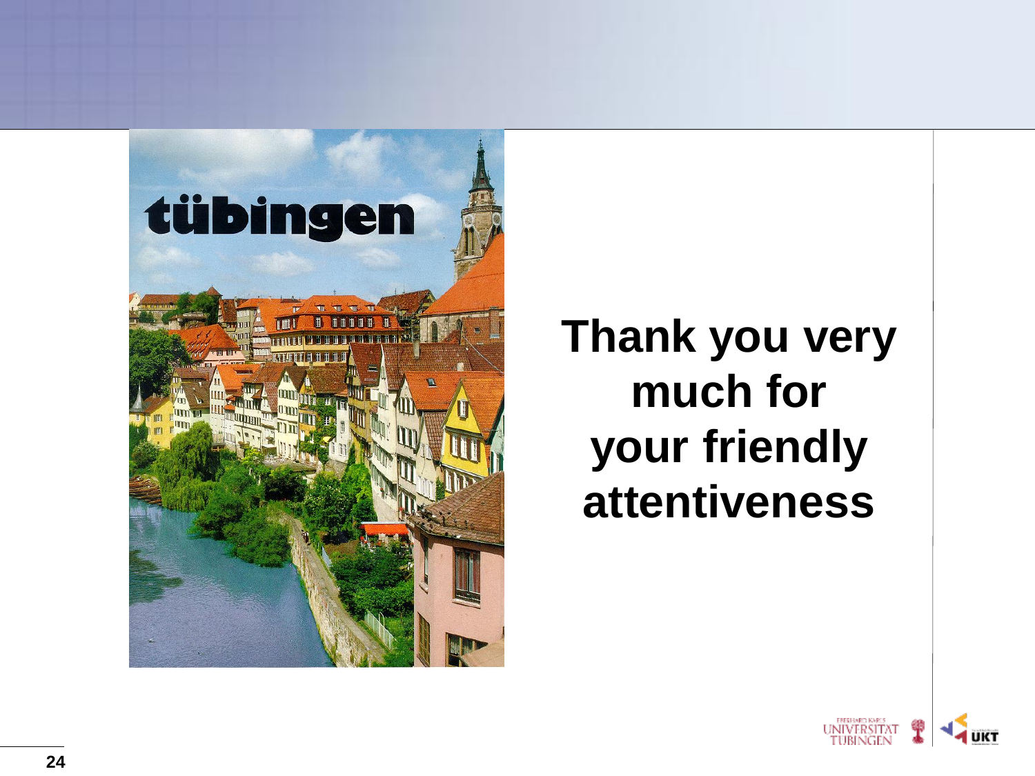**Thank you very much for your friendly attentiveness**